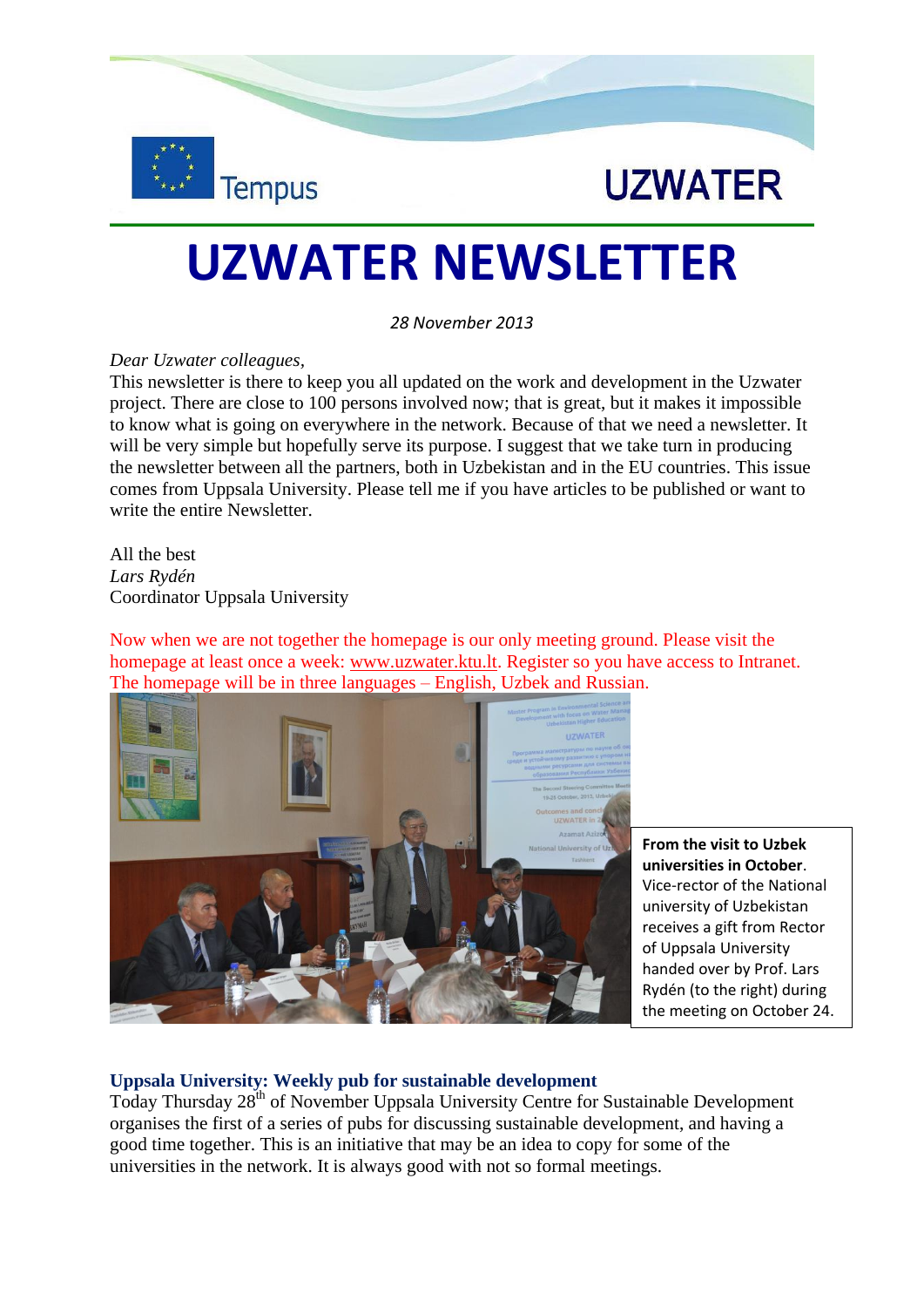Tempus

UZWATER

# UZWATER NEWSLETTER

*28 November 2013*

*Dear Uzwater colleagues*,
This newsletter is there to keep you all updated on the work and development in the Uzwater project. There are close to 100 persons involved now; that is great, but it makes it impossible to know what is going on everywhere in the network. Because of that we need a newsletter. It will be very simple but hopefully serve its purpose. I suggest that we take turn in producing the newsletter between all the partners, both in Uzbekistan and in the EU countries. This issue comes from Uppsala University. Please tell me if you have articles to be published or want to write the entire Newsletter.

All the best
*Lars Rydén*
Coordinator Uppsala University

Now when we are not together the homepage is our only meeting ground. Please visit the homepage at least once a week: www.uzwater.ktu.lt. Register so you have access to Intranet. The homepage will be in three languages – English, Uzbek and Russian.

**From the visit to Uzbek universities in October**. Vice-rector of the National university of Uzbekistan receives a gift from Rector of Uppsala University handed over by Prof. Lars Rydén (to the right) during the meeting on October 24.

## Uppsala University: Weekly pub for sustainable development

Today Thursday 28th of November Uppsala University Centre for Sustainable Development organises the first of a series of pubs for discussing sustainable development, and having a good time together. This is an initiative that may be an idea to copy for some of the universities in the network. It is always good with not so formal meetings.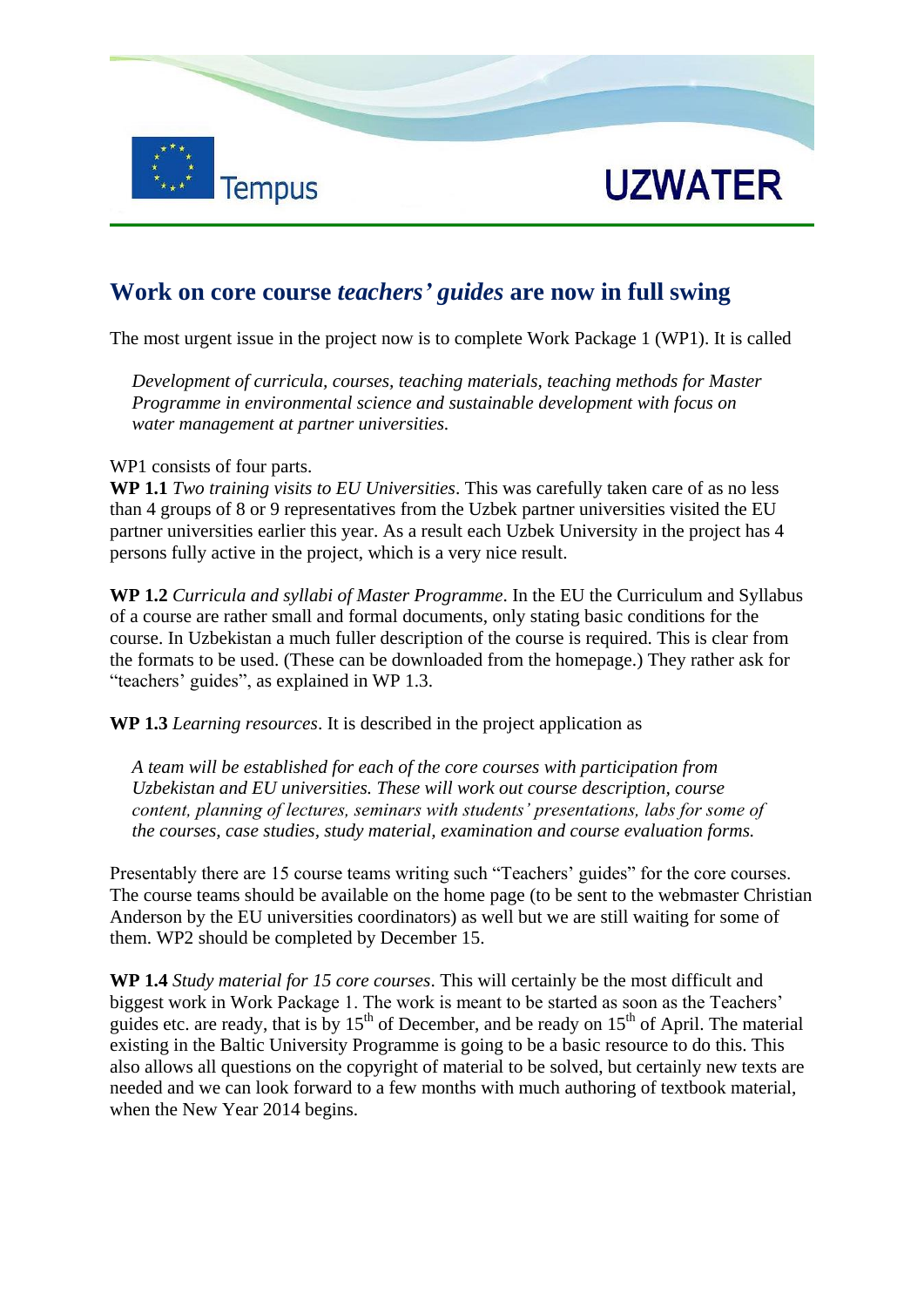## Work on core course *teachers' guides* are now in full swing

The most urgent issue in the project now is to complete Work Package 1 (WP1). It is called

> *Development of curricula, courses, teaching materials, teaching methods for Master Programme in environmental science and sustainable development with focus on water management at partner universities.*

WP1 consists of four parts.

**WP 1.1** *Two training visits to EU Universities*. This was carefully taken care of as no less than 4 groups of 8 or 9 representatives from the Uzbek partner universities visited the EU partner universities earlier this year. As a result each Uzbek University in the project has 4 persons fully active in the project, which is a very nice result.

**WP 1.2** *Curricula and syllabi of Master Programme*. In the EU the Curriculum and Syllabus of a course are rather small and formal documents, only stating basic conditions for the course. In Uzbekistan a much fuller description of the course is required. This is clear from the formats to be used. (These can be downloaded from the homepage.) They rather ask for "teachers' guides", as explained in WP 1.3.

**WP 1.3** *Learning resources*. It is described in the project application as

> *A team will be established for each of the core courses with participation from Uzbekistan and EU universities. These will work out course description, course content, planning of lectures, seminars with students' presentations, labs for some of the courses, case studies, study material, examination and course evaluation forms.*

Presentably there are 15 course teams writing such "Teachers' guides" for the core courses. The course teams should be available on the home page (to be sent to the webmaster Christian Anderson by the EU universities coordinators) as well but we are still waiting for some of them. WP2 should be completed by December 15.

**WP 1.4** *Study material for 15 core courses*. This will certainly be the most difficult and biggest work in Work Package 1. The work is meant to be started as soon as the Teachers' guides etc. are ready, that is by 15th of December, and be ready on 15th of April. The material existing in the Baltic University Programme is going to be a basic resource to do this. This also allows all questions on the copyright of material to be solved, but certainly new texts are needed and we can look forward to a few months with much authoring of textbook material, when the New Year 2014 begins.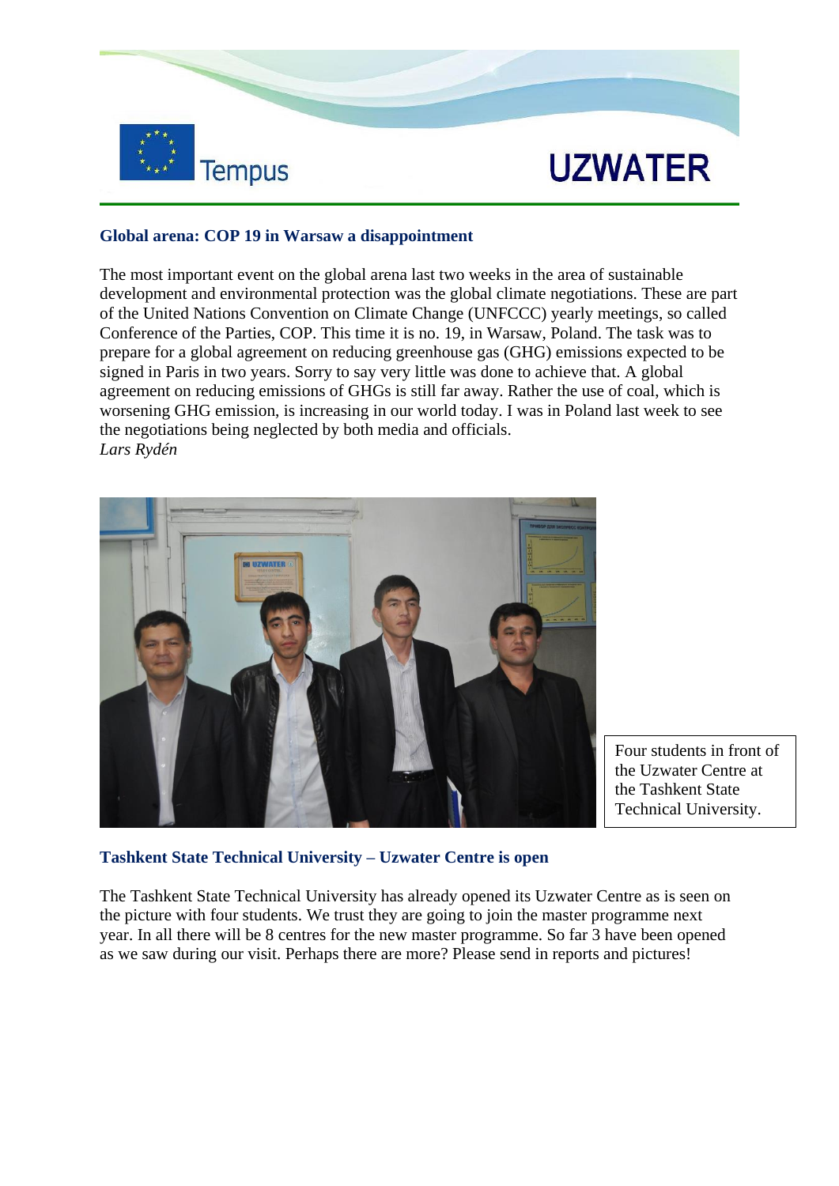## Global arena: COP 19 in Warsaw a disappointment

The most important event on the global arena last two weeks in the area of sustainable development and environmental protection was the global climate negotiations. These are part of the United Nations Convention on Climate Change (UNFCCC) yearly meetings, so called Conference of the Parties, COP. This time it is no. 19, in Warsaw, Poland. The task was to prepare for a global agreement on reducing greenhouse gas (GHG) emissions expected to be signed in Paris in two years. Sorry to say very little was done to achieve that. A global agreement on reducing emissions of GHGs is still far away. Rather the use of coal, which is worsening GHG emission, is increasing in our world today. I was in Poland last week to see the negotiations being neglected by both media and officials.

*Lars Rydén*

Four students in front of the Uzwater Centre at the Tashkent State Technical University.

## Tashkent State Technical University – Uzwater Centre is open

The Tashkent State Technical University has already opened its Uzwater Centre as is seen on the picture with four students. We trust they are going to join the master programme next year. In all there will be 8 centres for the new master programme. So far 3 have been opened as we saw during our visit. Perhaps there are more? Please send in reports and pictures!